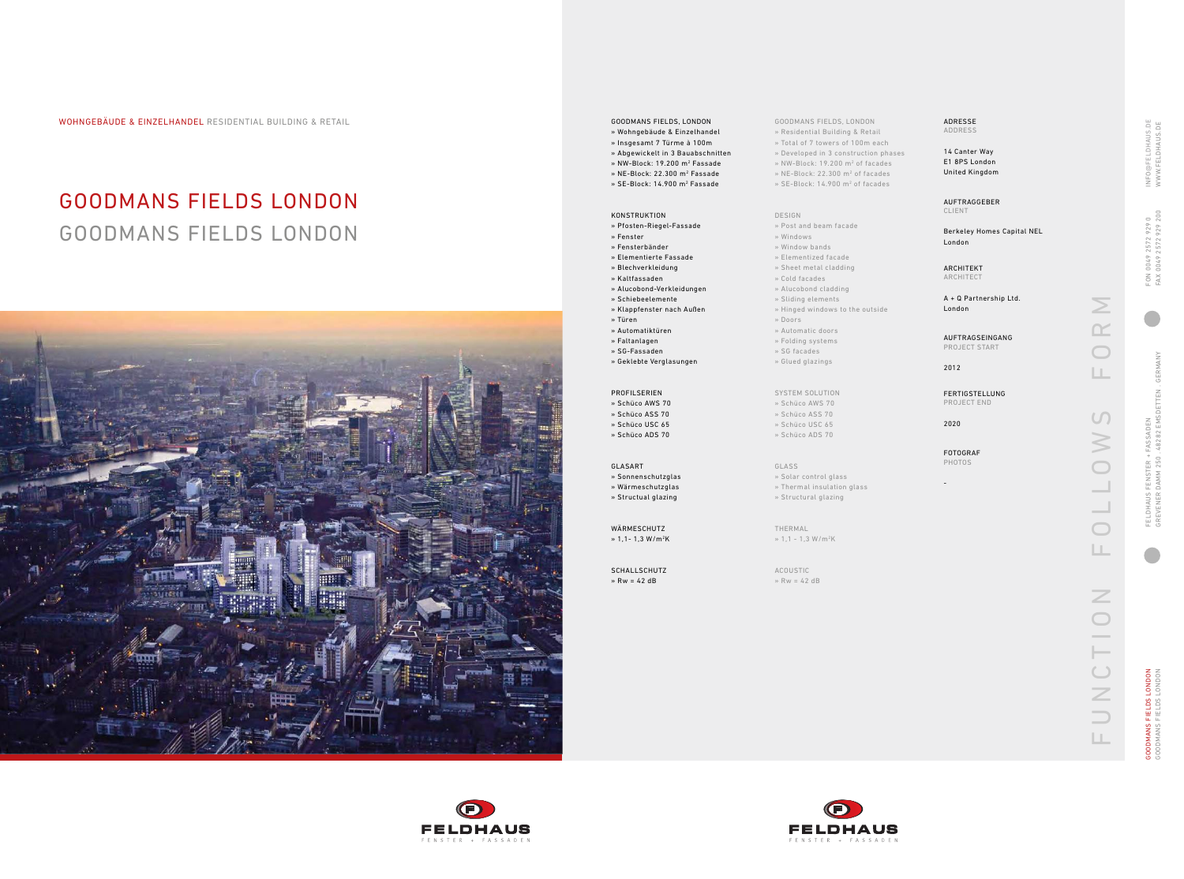WOHNGEBÄUDE & EINZELHANDEL RESIDENTIAL BUILDING & RETAIL

# GOODMANS FIELDS LONDON
# GOODMANS FIELDS LONDON

GOODMANS FIELDS, LONDON
» Wohngebäude & Einzelhandel
» Insgesamt 7 Türme à 100m
» Abgewickelt in 3 Bauabschnitten
» NW-Block: 19.200 m² Fassade
» NE-Block: 22.300 m² Fassade
» SE-Block: 14.900 m² Fassade

GOODMANS FIELDS, LONDON
» Residential Building & Retail
» Total of 7 towers of 100m each
» Developed in 3 construction phases
» NW-Block: 19.200 m² of facades
» NE-Block: 22.300 m² of facades
» SE-Block: 14.900 m² of facades

KONSTRUKTION
» Pfosten-Riegel-Fassade
» Fenster
» Fensterbänder
» Elementierte Fassade
» Blechverkleidung
» Kaltfassaden
» Alucobond-Verkleidungen
» Schiebeelemente
» Klappfenster nach Außen
» Türen
» Automatiktüren
» Faltanlagen
» SG-Fassaden
» Geklebte Verglasungen

DESIGN
» Post and beam facade
» Windows
» Window bands
» Elementized facade
» Sheet metal cladding
» Cold facades
» Alucobond cladding
» Sliding elements
» Hinged windows to the outside
» Doors
» Automatic doors
» Folding systems
» SG facades
» Glued glazings

PROFILSERIEN
» Schüco AWS 70
» Schüco ASS 70
» Schüco USC 65
» Schüco ADS 70

SYSTEM SOLUTION
» Schüco AWS 70
» Schüco ASS 70
» Schüco USC 65
» Schüco ADS 70

GLASART
» Sonnenschutzglas
» Wärmeschutzglas
» Structual glazing

GLASS
» Solar control glass
» Thermal insulation glass
» Structural glazing

WÄRMESCHUTZ
» 1,1- 1,3 W/m²K

THERMAL
» 1,1 - 1,3 W/m²K

SCHALLSCHUTZ
» Rw = 42 dB

ACOUSTIC
» Rw = 42 dB

ADRESSE
ADDRESS

14 Canter Way
E1 8PS London
United Kingdom

AUFTRAGGEBER
CLIENT

Berkeley Homes Capital NEL
London

ARCHITEKT
ARCHITECT

A + Q Partnership Ltd.
London

AUFTRAGSEINGANG
PROJECT START

2012

FERTIGSTELLUNG
PROJECT END

2020

FOTOGRAF
PHOTOS

-

FUNCTION FOLLOWS FORM

FELDHAUS FENSTER + FASSADEN
GREVENER DAMM 250 · 48282 EMSDETTEN · GERMANY

FON 0049 2572 929 0
FAX 0049 2572 929 200

INFO@FELDHAUS.DE
WWW.FELDHAUS.DE

FELDHAUS FENSTER + FASSADEN

FELDHAUS FENSTER + FASSADEN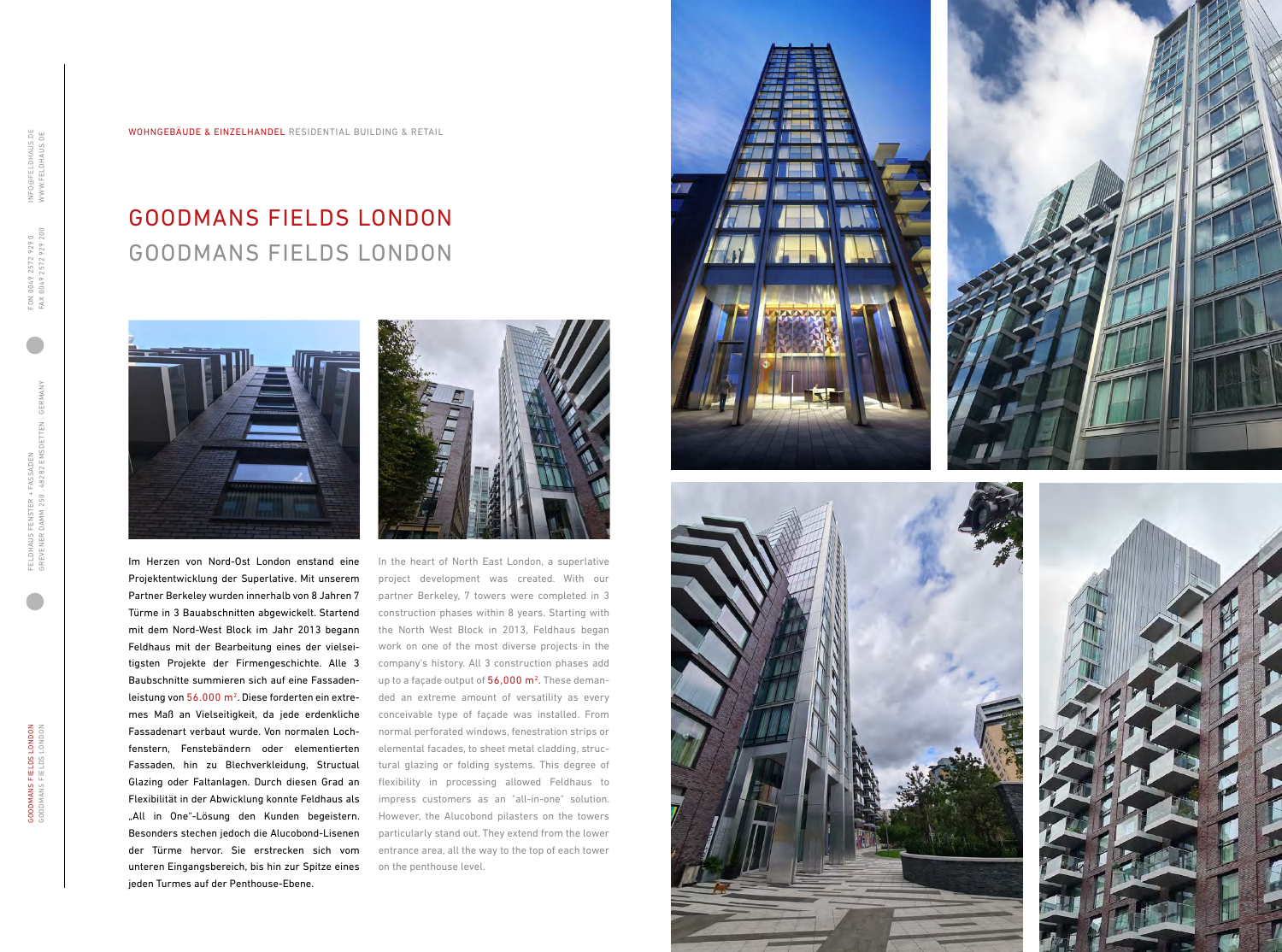WOHNGEBÄUDE & EINZELHANDEL RESIDENTIAL BUILDING & RETAIL

# GOODMANS FIELDS LONDON

## GOODMANS FIELDS LONDON

Im Herzen von Nord-Ost London entstand eine Projektentwicklung der Superlative. Mit unserem Partner Berkeley wurden innerhalb von 8 Jahren 7 Türme in 3 Bauabschnitten abgewickelt. Startend mit dem Nord-West Block im Jahr 2013 begann Feldhaus mit der Bearbeitung eines der vielseitigsten Projekte der Firmengeschichte. Alle 3 Baubschnitte summieren sich auf eine Fassadenleistung von 56.000 m². Diese forderten ein extremes Maß an Vielseitigkeit, da jede erdenkliche Fassadenart verbaut wurde. Von normalen Lochfenstern, Fenstebändern oder elementierten Fassaden, hin zu Blechverkleidung, Structual Glazing oder Faltanlagen. Durch diesen Grad an Flexibilität in der Abwicklung konnte Feldhaus als „All in One"-Lösung den Kunden begeistern. Besonders stechen jedoch die Alucobond-Lisenen der Türme hervor. Sie erstrecken sich vom unteren Eingangsbereich, bis hin zur Spitze eines jeden Turmes auf der Penthouse-Ebene.

In the heart of North East London, a superlative project development was created. With our partner Berkeley, 7 towers were completed in 3 construction phases within 8 years. Starting with the North West Block in 2013, Feldhaus began work on one of the most diverse projects in the company's history. All 3 construction phases add up to a façade output of 56,000 m². These demanded an extreme amount of versatility as every conceivable type of façade was installed. From normal perforated windows, fenestration strips or elemental facades, to sheet metal cladding, structural glazing or folding systems. This degree of flexibility in processing allowed Feldhaus to impress customers as an "all-in-one" solution. However, the Alucobond pilasters on the towers particularly stand out. They extend from the lower entrance area, all the way to the top of each tower on the penthouse level.